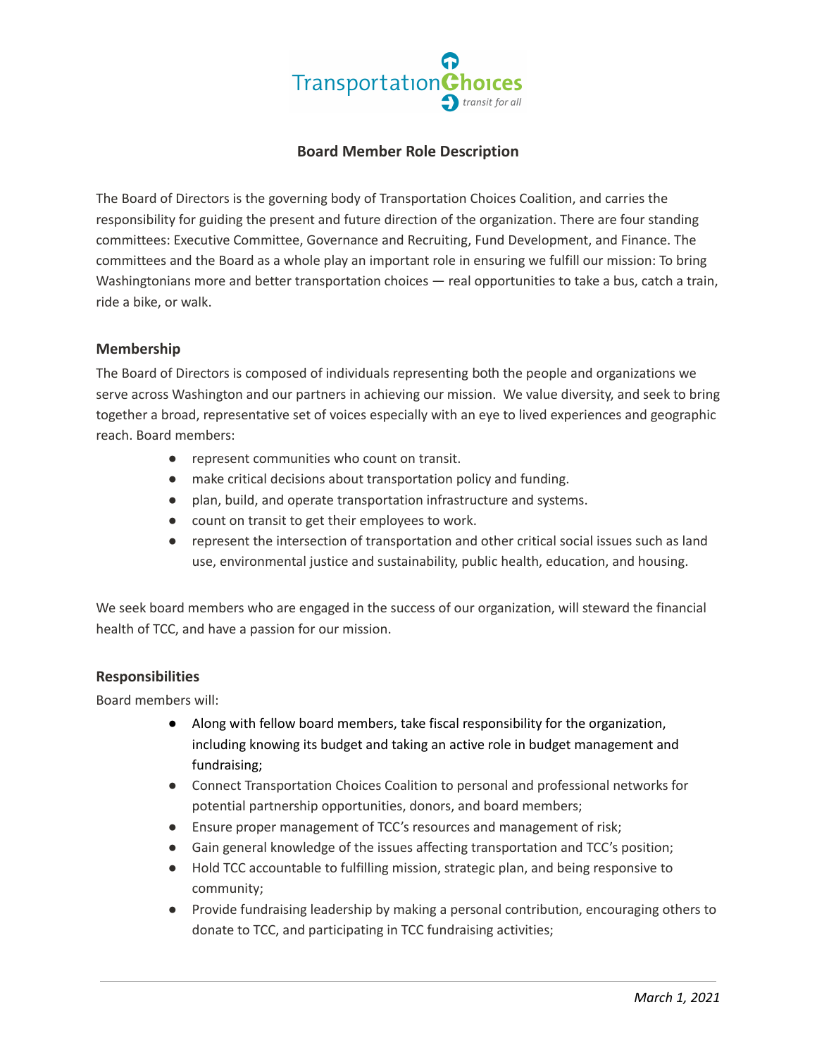## Board Member Role Description

The Board of Directors is the governing body of Transportation Choices Coalition, and carries the responsibility for guiding the present and future direction of the organization. There are four standing committees: Executive Committee, Governance and Recruiting, Fund Development, and Finance. The committees and the Board as a whole play an important role in ensuring we fulfill our mission: To bring Washingtonians more and better transportation choices — real opportunities to take a bus, catch a train, ride a bike, or walk.

### Membership

The Board of Directors is composed of individuals representing both the people and organizations we serve across Washington and our partners in achieving our mission. We value diversity, and seek to bring together a broad, representative set of voices especially with an eye to lived experiences and geographic reach. Board members:

- represent communities who count on transit.
- make critical decisions about transportation policy and funding.
- plan, build, and operate transportation infrastructure and systems.
- count on transit to get their employees to work.
- represent the intersection of transportation and other critical social issues such as land use, environmental justice and sustainability, public health, education, and housing.

We seek board members who are engaged in the success of our organization, will steward the financial health of TCC, and have a passion for our mission.

### Responsibilities

Board members will:

- Along with fellow board members, take fiscal responsibility for the organization, including knowing its budget and taking an active role in budget management and fundraising;
- Connect Transportation Choices Coalition to personal and professional networks for potential partnership opportunities, donors, and board members;
- Ensure proper management of TCC's resources and management of risk;
- Gain general knowledge of the issues affecting transportation and TCC's position;
- Hold TCC accountable to fulfilling mission, strategic plan, and being responsive to community;
- Provide fundraising leadership by making a personal contribution, encouraging others to donate to TCC, and participating in TCC fundraising activities;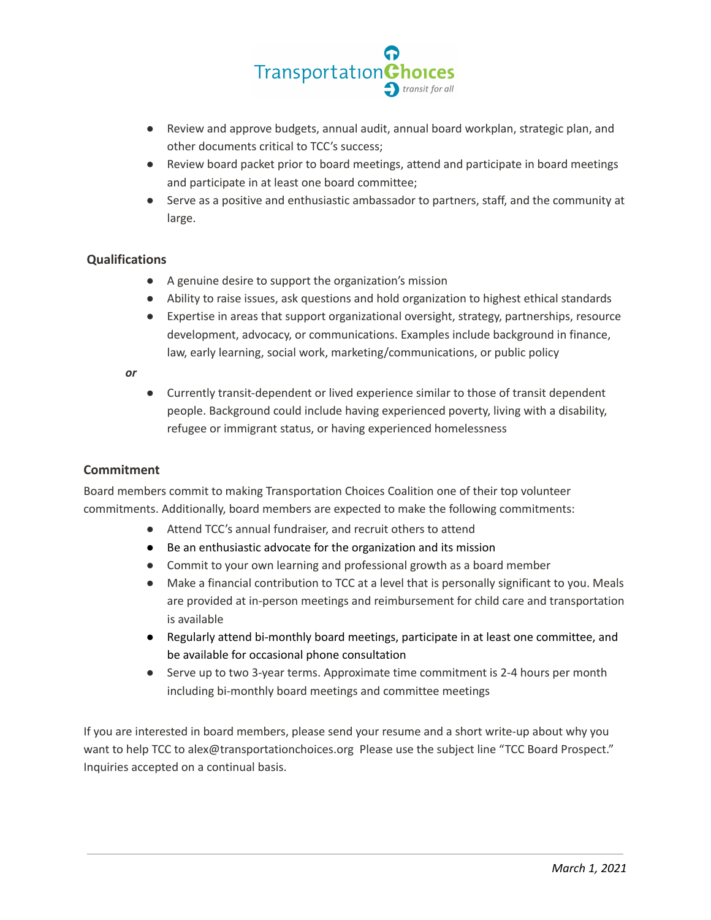- Review and approve budgets, annual audit, annual board workplan, strategic plan, and other documents critical to TCC's success;
- Review board packet prior to board meetings, attend and participate in board meetings and participate in at least one board committee;
- Serve as a positive and enthusiastic ambassador to partners, staff, and the community at large.

**Qualifications**

- A genuine desire to support the organization's mission
- Ability to raise issues, ask questions and hold organization to highest ethical standards
- Expertise in areas that support organizational oversight, strategy, partnerships, resource development, advocacy, or communications. Examples include background in finance, law, early learning, social work, marketing/communications, or public policy

***or***

- Currently transit-dependent or lived experience similar to those of transit dependent people. Background could include having experienced poverty, living with a disability, refugee or immigrant status, or having experienced homelessness

**Commitment**

Board members commit to making Transportation Choices Coalition one of their top volunteer commitments. Additionally, board members are expected to make the following commitments:

- Attend TCC's annual fundraiser, and recruit others to attend
- Be an enthusiastic advocate for the organization and its mission
- Commit to your own learning and professional growth as a board member
- Make a financial contribution to TCC at a level that is personally significant to you. Meals are provided at in-person meetings and reimbursement for child care and transportation is available
- Regularly attend bi-monthly board meetings, participate in at least one committee, and be available for occasional phone consultation
- Serve up to two 3-year terms. Approximate time commitment is 2-4 hours per month including bi-monthly board meetings and committee meetings

If you are interested in board members, please send your resume and a short write-up about why you want to help TCC to alex@transportationchoices.org Please use the subject line "TCC Board Prospect." Inquiries accepted on a continual basis.

*March 1, 2021*